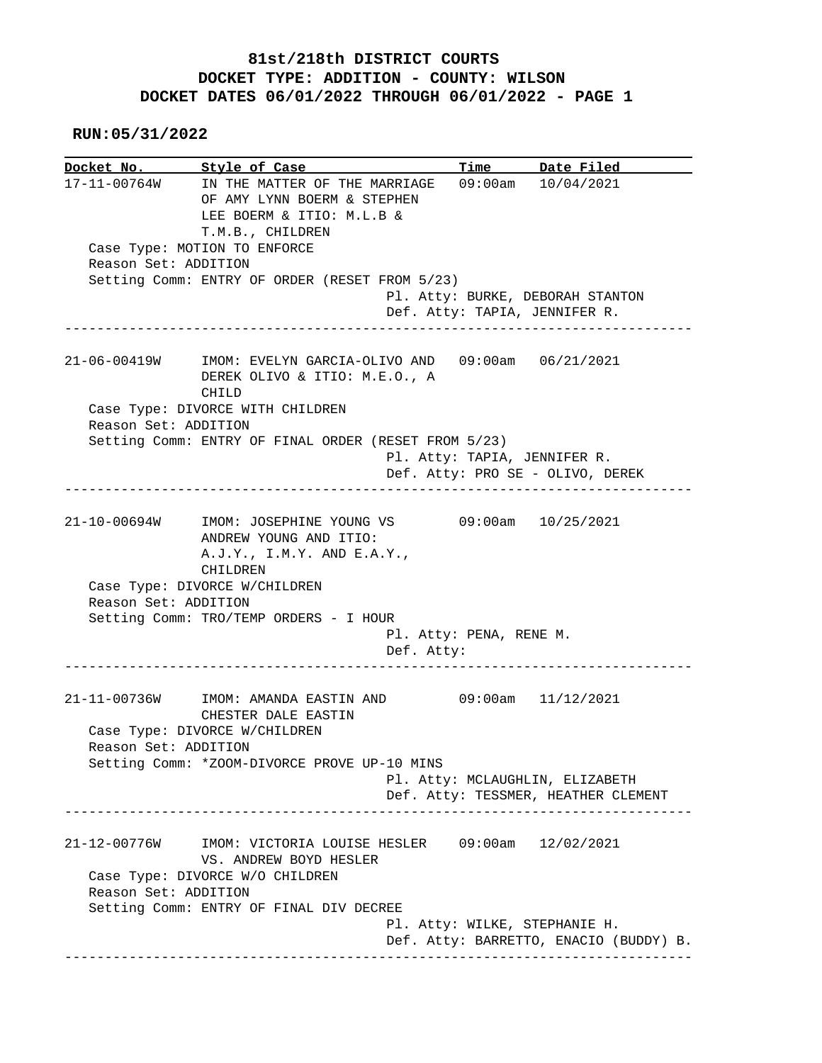# 81st/218th DISTRICT COURTS
## DOCKET TYPE: ADDITION - COUNTY: WILSON
## DOCKET DATES 06/01/2022 THROUGH 06/01/2022 - PAGE 1

**RUN:05/31/2022**

| Docket No. | Style of Case | Time | Date Filed |
|---|---|---|---|
| 17-11-00764W | IN THE MATTER OF THE MARRIAGE OF AMY LYNN BOERM & STEPHEN LEE BOERM & ITIO: M.L.B & T.M.B., CHILDREN | 09:00am | 10/04/2021 |

Case Type: MOTION TO ENFORCE
Reason Set: ADDITION
Setting Comm: ENTRY OF ORDER (RESET FROM 5/23)
Pl. Atty: BURKE, DEBORAH STANTON
Def. Atty: TAPIA, JENNIFER R.

---

| Docket No. | Style of Case | Time | Date Filed |
|---|---|---|---|
| 21-06-00419W | IMOM: EVELYN GARCIA-OLIVO AND DEREK OLIVO & ITIO: M.E.O., A CHILD | 09:00am | 06/21/2021 |

Case Type: DIVORCE WITH CHILDREN
Reason Set: ADDITION
Setting Comm: ENTRY OF FINAL ORDER (RESET FROM 5/23)
Pl. Atty: TAPIA, JENNIFER R.
Def. Atty: PRO SE - OLIVO, DEREK

---

| Docket No. | Style of Case | Time | Date Filed |
|---|---|---|---|
| 21-10-00694W | IMOM: JOSEPHINE YOUNG VS ANDREW YOUNG AND ITIO: A.J.Y., I.M.Y. AND E.A.Y., CHILDREN | 09:00am | 10/25/2021 |

Case Type: DIVORCE W/CHILDREN
Reason Set: ADDITION
Setting Comm: TRO/TEMP ORDERS - I HOUR
Pl. Atty: PENA, RENE M.
Def. Atty:

---

| Docket No. | Style of Case | Time | Date Filed |
|---|---|---|---|
| 21-11-00736W | IMOM: AMANDA EASTIN AND CHESTER DALE EASTIN | 09:00am | 11/12/2021 |

Case Type: DIVORCE W/CHILDREN
Reason Set: ADDITION
Setting Comm: *ZOOM-DIVORCE PROVE UP-10 MINS
Pl. Atty: MCLAUGHLIN, ELIZABETH
Def. Atty: TESSMER, HEATHER CLEMENT

---

| Docket No. | Style of Case | Time | Date Filed |
|---|---|---|---|
| 21-12-00776W | IMOM: VICTORIA LOUISE HESLER VS. ANDREW BOYD HESLER | 09:00am | 12/02/2021 |

Case Type: DIVORCE W/O CHILDREN
Reason Set: ADDITION
Setting Comm: ENTRY OF FINAL DIV DECREE
Pl. Atty: WILKE, STEPHANIE H.
Def. Atty: BARRETTO, ENACIO (BUDDY) B.

---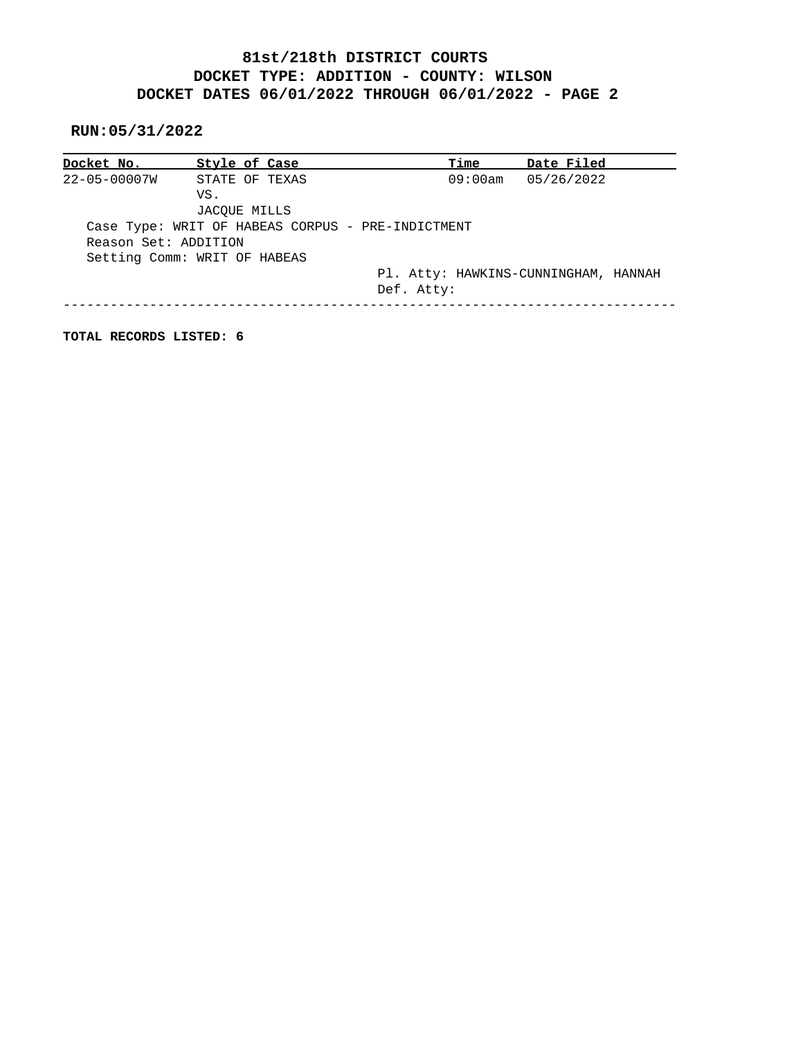**81st/218th DISTRICT COURTS**
**DOCKET TYPE: ADDITION - COUNTY: WILSON**
**DOCKET DATES 06/01/2022 THROUGH 06/01/2022 - PAGE 2**

**RUN:05/31/2022**

| Docket No. | Style of Case | Time | Date Filed |
| --- | --- | --- | --- |
| 22-05-00007W | STATE OF TEXAS<br>VS.<br>JACQUE MILLS | 09:00am | 05/26/2022 |

Case Type: WRIT OF HABEAS CORPUS - PRE-INDICTMENT
Reason Set: ADDITION
Setting Comm: WRIT OF HABEAS

Pl. Atty: HAWKINS-CUNNINGHAM, HANNAH
Def. Atty:

---

**TOTAL RECORDS LISTED: 6**